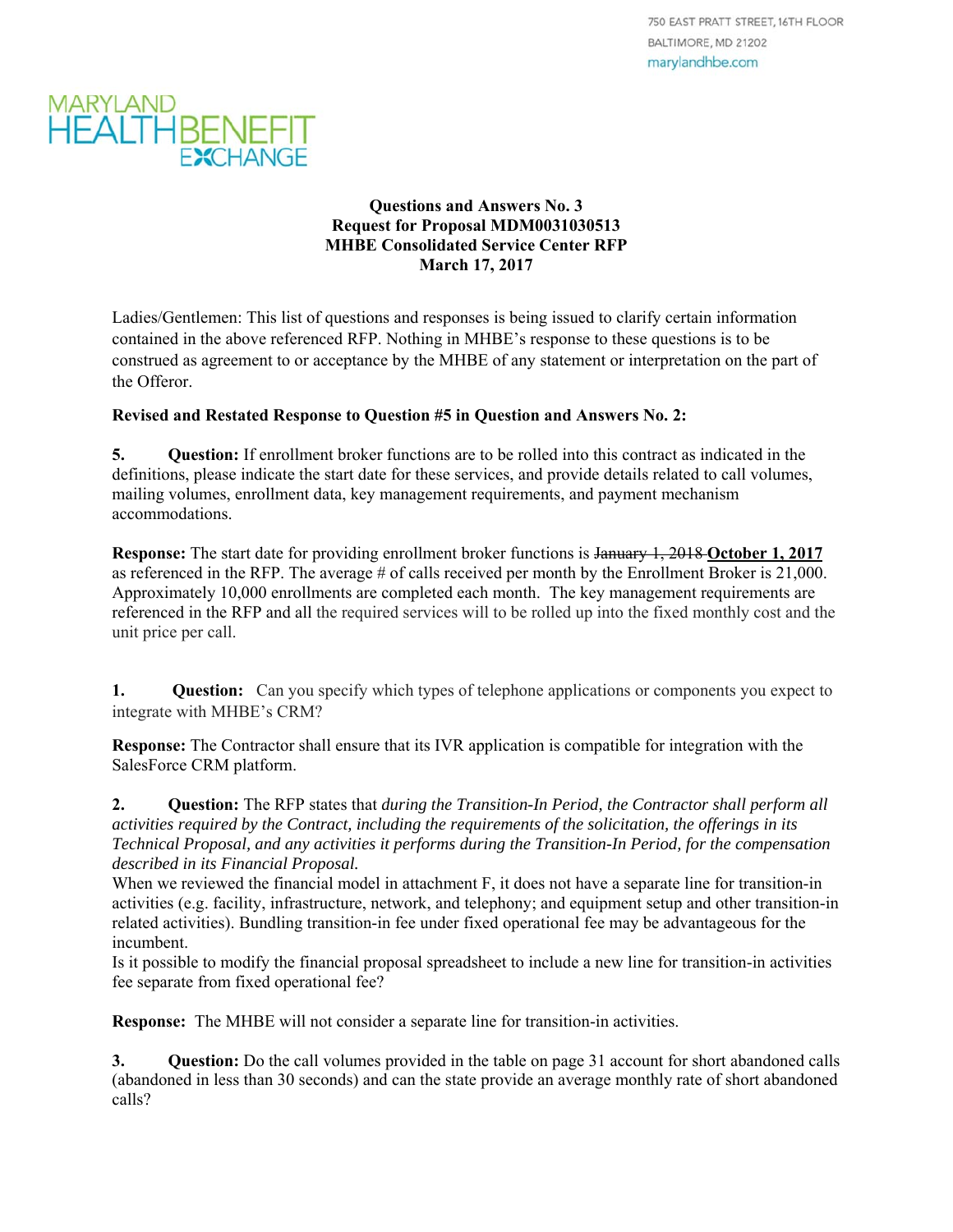750 EAST PRATT STREET, 16TH FLOOR
BALTIMORE, MD 21202
marylandhbe.com

MARYLAND HEALTH BENEFIT EXCHANGE

**Questions and Answers No. 3**
**Request for Proposal MDM0031030513**
**MHBE Consolidated Service Center RFP**
**March 17, 2017**

Ladies/Gentlemen: This list of questions and responses is being issued to clarify certain information contained in the above referenced RFP. Nothing in MHBE's response to these questions is to be construed as agreement to or acceptance by the MHBE of any statement or interpretation on the part of the Offeror.

**Revised and Restated Response to Question #5 in Question and Answers No. 2:**

**5. Question:** If enrollment broker functions are to be rolled into this contract as indicated in the definitions, please indicate the start date for these services, and provide details related to call volumes, mailing volumes, enrollment data, key management requirements, and payment mechanism accommodations.

**Response:** The start date for providing enrollment broker functions is ~~January 1, 2018~~ **October 1, 2017** as referenced in the RFP. The average # of calls received per month by the Enrollment Broker is 21,000. Approximately 10,000 enrollments are completed each month. The key management requirements are referenced in the RFP and all the required services will to be rolled up into the fixed monthly cost and the unit price per call.

**1. Question:** Can you specify which types of telephone applications or components you expect to integrate with MHBE's CRM?

**Response:** The Contractor shall ensure that its IVR application is compatible for integration with the SalesForce CRM platform.

**2. Question:** The RFP states that *during the Transition-In Period, the Contractor shall perform all activities required by the Contract, including the requirements of the solicitation, the offerings in its Technical Proposal, and any activities it performs during the Transition-In Period, for the compensation described in its Financial Proposal.*
When we reviewed the financial model in attachment F, it does not have a separate line for transition-in activities (e.g. facility, infrastructure, network, and telephony; and equipment setup and other transition-in related activities). Bundling transition-in fee under fixed operational fee may be advantageous for the incumbent.
Is it possible to modify the financial proposal spreadsheet to include a new line for transition-in activities fee separate from fixed operational fee?

**Response:** The MHBE will not consider a separate line for transition-in activities.

**3. Question:** Do the call volumes provided in the table on page 31 account for short abandoned calls (abandoned in less than 30 seconds) and can the state provide an average monthly rate of short abandoned calls?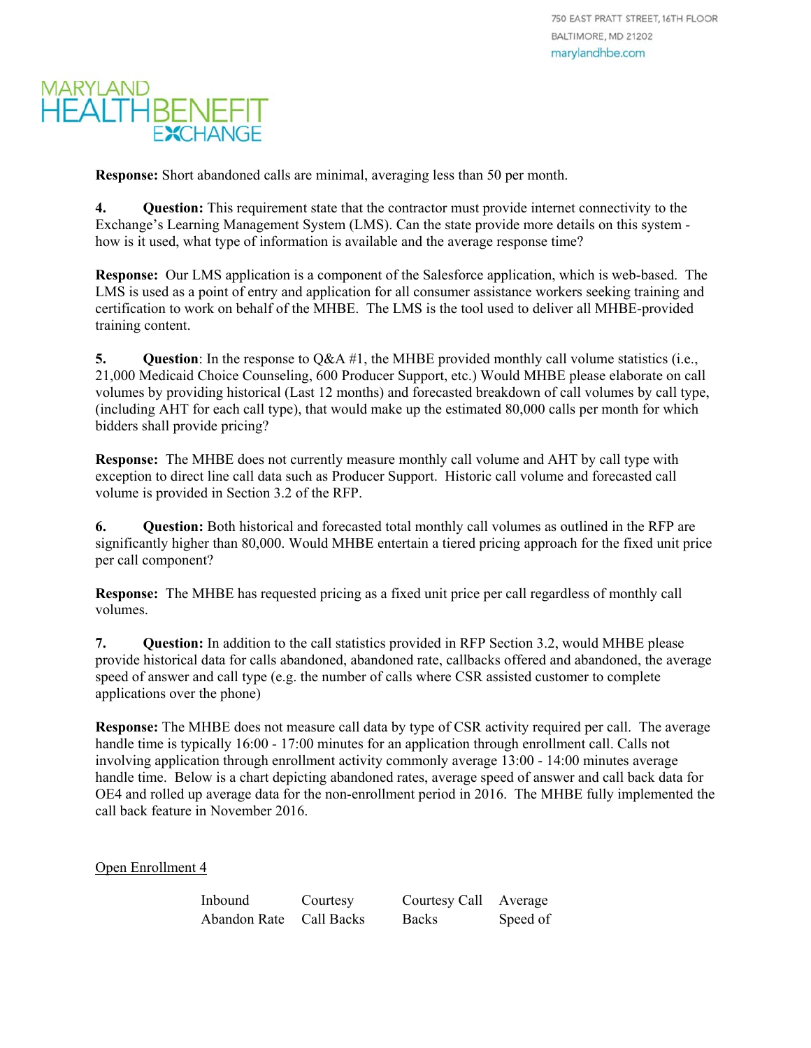**Response:** Short abandoned calls are minimal, averaging less than 50 per month.

**4. Question:** This requirement state that the contractor must provide internet connectivity to the Exchange's Learning Management System (LMS). Can the state provide more details on this system - how is it used, what type of information is available and the average response time?

**Response:** Our LMS application is a component of the Salesforce application, which is web-based. The LMS is used as a point of entry and application for all consumer assistance workers seeking training and certification to work on behalf of the MHBE. The LMS is the tool used to deliver all MHBE-provided training content.

**5. Question**: In the response to Q&A #1, the MHBE provided monthly call volume statistics (i.e., 21,000 Medicaid Choice Counseling, 600 Producer Support, etc.) Would MHBE please elaborate on call volumes by providing historical (Last 12 months) and forecasted breakdown of call volumes by call type, (including AHT for each call type), that would make up the estimated 80,000 calls per month for which bidders shall provide pricing?

**Response:** The MHBE does not currently measure monthly call volume and AHT by call type with exception to direct line call data such as Producer Support. Historic call volume and forecasted call volume is provided in Section 3.2 of the RFP.

**6. Question:** Both historical and forecasted total monthly call volumes as outlined in the RFP are significantly higher than 80,000. Would MHBE entertain a tiered pricing approach for the fixed unit price per call component?

**Response:** The MHBE has requested pricing as a fixed unit price per call regardless of monthly call volumes.

**7. Question:** In addition to the call statistics provided in RFP Section 3.2, would MHBE please provide historical data for calls abandoned, abandoned rate, callbacks offered and abandoned, the average speed of answer and call type (e.g. the number of calls where CSR assisted customer to complete applications over the phone)

**Response:** The MHBE does not measure call data by type of CSR activity required per call. The average handle time is typically 16:00 - 17:00 minutes for an application through enrollment call. Calls not involving application through enrollment activity commonly average 13:00 - 14:00 minutes average handle time. Below is a chart depicting abandoned rates, average speed of answer and call back data for OE4 and rolled up average data for the non-enrollment period in 2016. The MHBE fully implemented the call back feature in November 2016.

<u>Open Enrollment 4</u>

| | Inbound Abandon Rate | Courtesy Call Backs | Courtesy Call Backs | Average Speed of |
|---|---|---|---|---|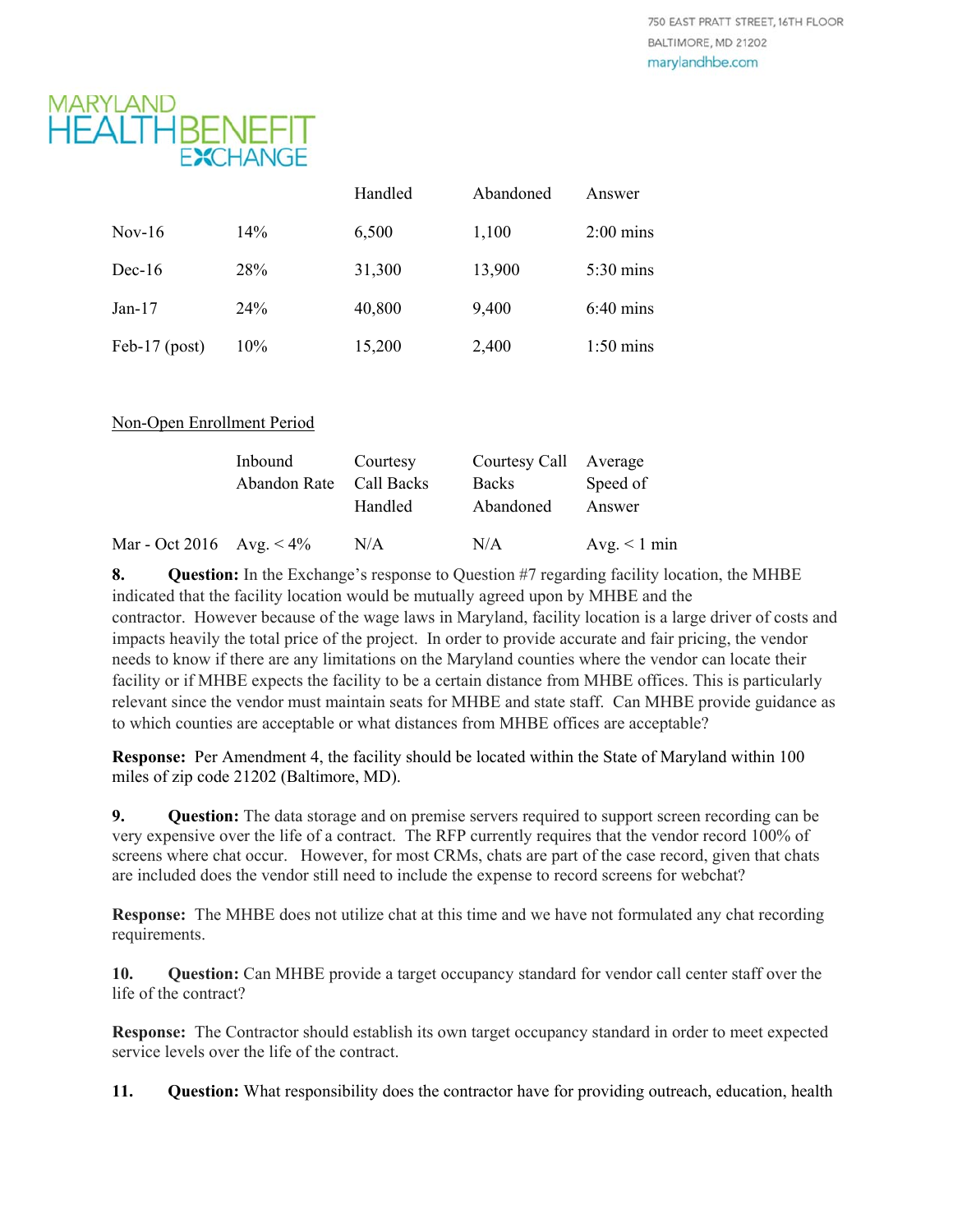| | | Handled | Abandoned | Answer |
|---|---|---|---|---|
| Nov-16 | 14% | 6,500 | 1,100 | 2:00 mins |
| Dec-16 | 28% | 31,300 | 13,900 | 5:30 mins |
| Jan-17 | 24% | 40,800 | 9,400 | 6:40 mins |
| Feb-17 (post) | 10% | 15,200 | 2,400 | 1:50 mins |

Non-Open Enrollment Period

| | Inbound Abandon Rate | Courtesy Call Backs Handled | Courtesy Call Backs Abandoned | Average Speed of Answer |
|---|---|---|---|---|
| Mar - Oct 2016 | Avg. < 4% | N/A | N/A | Avg. < 1 min |

**8. Question:** In the Exchange's response to Question #7 regarding facility location, the MHBE indicated that the facility location would be mutually agreed upon by MHBE and the contractor. However because of the wage laws in Maryland, facility location is a large driver of costs and impacts heavily the total price of the project. In order to provide accurate and fair pricing, the vendor needs to know if there are any limitations on the Maryland counties where the vendor can locate their facility or if MHBE expects the facility to be a certain distance from MHBE offices. This is particularly relevant since the vendor must maintain seats for MHBE and state staff. Can MHBE provide guidance as to which counties are acceptable or what distances from MHBE offices are acceptable?

**Response:** Per Amendment 4, the facility should be located within the State of Maryland within 100 miles of zip code 21202 (Baltimore, MD).

**9. Question:** The data storage and on premise servers required to support screen recording can be very expensive over the life of a contract. The RFP currently requires that the vendor record 100% of screens where chat occur. However, for most CRMs, chats are part of the case record, given that chats are included does the vendor still need to include the expense to record screens for webchat?

**Response:** The MHBE does not utilize chat at this time and we have not formulated any chat recording requirements.

**10. Question:** Can MHBE provide a target occupancy standard for vendor call center staff over the life of the contract?

**Response:** The Contractor should establish its own target occupancy standard in order to meet expected service levels over the life of the contract.

**11. Question:** What responsibility does the contractor have for providing outreach, education, health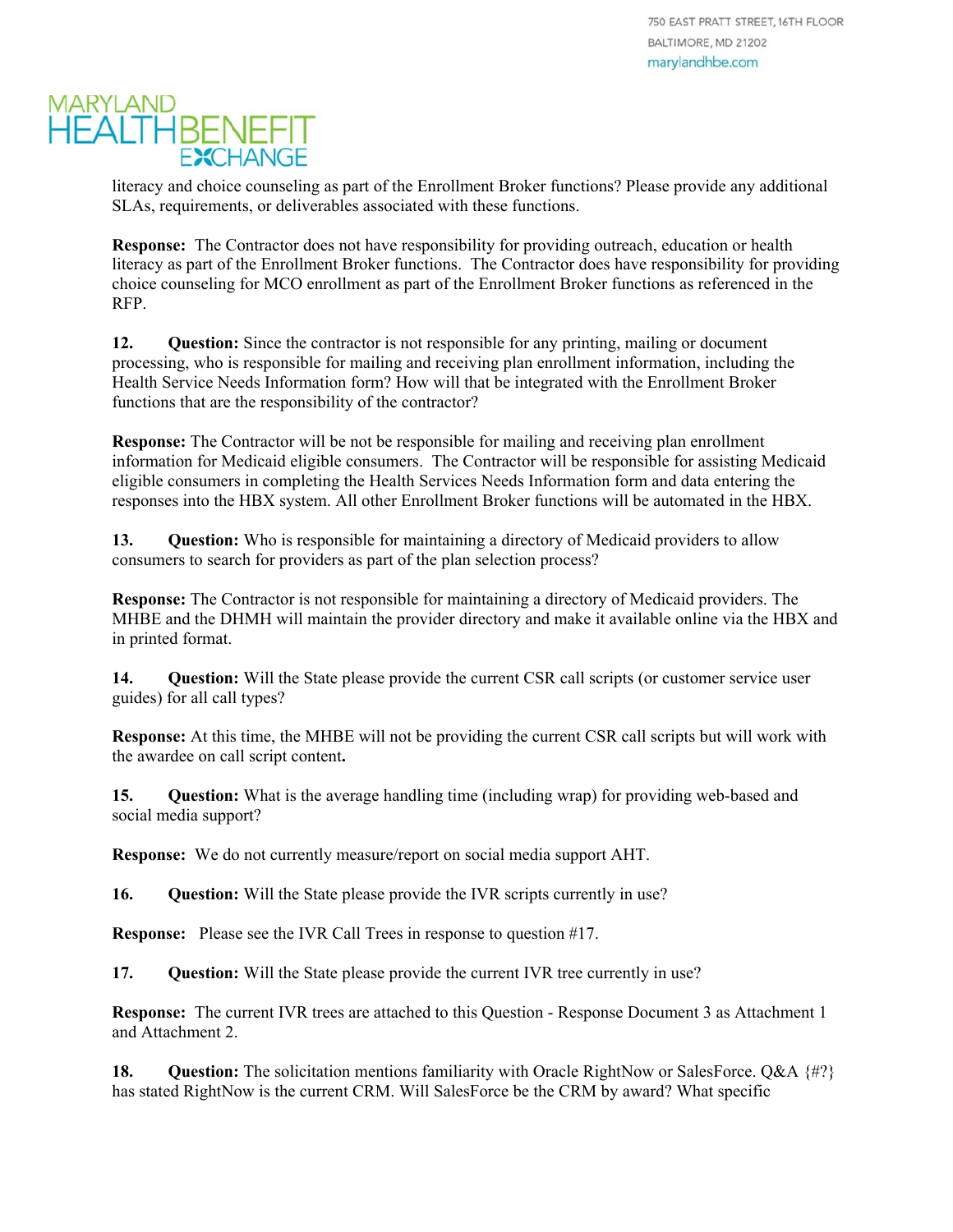literacy and choice counseling as part of the Enrollment Broker functions? Please provide any additional SLAs, requirements, or deliverables associated with these functions.

**Response:** The Contractor does not have responsibility for providing outreach, education or health literacy as part of the Enrollment Broker functions. The Contractor does have responsibility for providing choice counseling for MCO enrollment as part of the Enrollment Broker functions as referenced in the RFP.

**12. Question:** Since the contractor is not responsible for any printing, mailing or document processing, who is responsible for mailing and receiving plan enrollment information, including the Health Service Needs Information form? How will that be integrated with the Enrollment Broker functions that are the responsibility of the contractor?

**Response:** The Contractor will be not be responsible for mailing and receiving plan enrollment information for Medicaid eligible consumers. The Contractor will be responsible for assisting Medicaid eligible consumers in completing the Health Services Needs Information form and data entering the responses into the HBX system. All other Enrollment Broker functions will be automated in the HBX.

**13. Question:** Who is responsible for maintaining a directory of Medicaid providers to allow consumers to search for providers as part of the plan selection process?

**Response:** The Contractor is not responsible for maintaining a directory of Medicaid providers. The MHBE and the DHMH will maintain the provider directory and make it available online via the HBX and in printed format.

**14. Question:** Will the State please provide the current CSR call scripts (or customer service user guides) for all call types?

**Response:** At this time, the MHBE will not be providing the current CSR call scripts but will work with the awardee on call script content**.**

**15. Question:** What is the average handling time (including wrap) for providing web-based and social media support?

**Response:** We do not currently measure/report on social media support AHT.

**16. Question:** Will the State please provide the IVR scripts currently in use?

**Response:** Please see the IVR Call Trees in response to question #17.

**17. Question:** Will the State please provide the current IVR tree currently in use?

**Response:** The current IVR trees are attached to this Question - Response Document 3 as Attachment 1 and Attachment 2.

**18. Question:** The solicitation mentions familiarity with Oracle RightNow or SalesForce. Q&A {#?} has stated RightNow is the current CRM. Will SalesForce be the CRM by award? What specific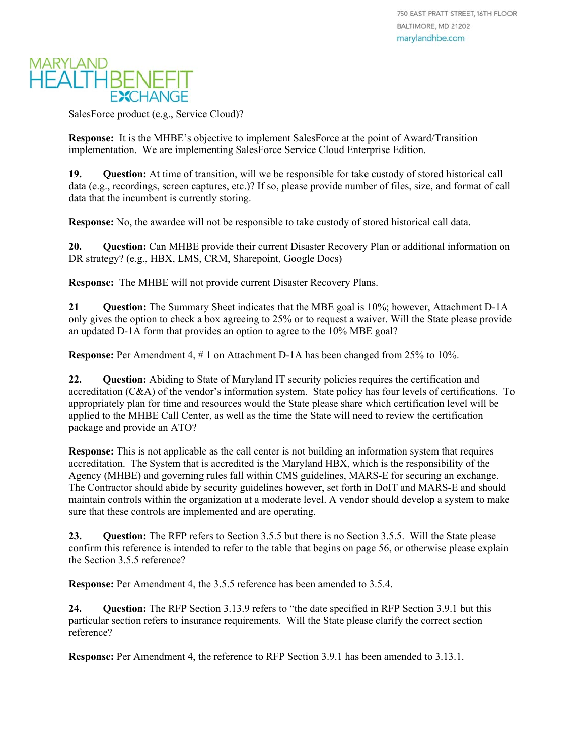SalesForce product (e.g., Service Cloud)?

**Response:** It is the MHBE's objective to implement SalesForce at the point of Award/Transition implementation. We are implementing SalesForce Service Cloud Enterprise Edition.

**19. Question:** At time of transition, will we be responsible for take custody of stored historical call data (e.g., recordings, screen captures, etc.)? If so, please provide number of files, size, and format of call data that the incumbent is currently storing.

**Response:** No, the awardee will not be responsible to take custody of stored historical call data.

**20. Question:** Can MHBE provide their current Disaster Recovery Plan or additional information on DR strategy? (e.g., HBX, LMS, CRM, Sharepoint, Google Docs)

**Response:** The MHBE will not provide current Disaster Recovery Plans.

**21 Question:** The Summary Sheet indicates that the MBE goal is 10%; however, Attachment D-1A only gives the option to check a box agreeing to 25% or to request a waiver. Will the State please provide an updated D-1A form that provides an option to agree to the 10% MBE goal?

**Response:** Per Amendment 4, # 1 on Attachment D-1A has been changed from 25% to 10%.

**22. Question:** Abiding to State of Maryland IT security policies requires the certification and accreditation (C&A) of the vendor's information system. State policy has four levels of certifications. To appropriately plan for time and resources would the State please share which certification level will be applied to the MHBE Call Center, as well as the time the State will need to review the certification package and provide an ATO?

**Response:** This is not applicable as the call center is not building an information system that requires accreditation. The System that is accredited is the Maryland HBX, which is the responsibility of the Agency (MHBE) and governing rules fall within CMS guidelines, MARS-E for securing an exchange. The Contractor should abide by security guidelines however, set forth in DoIT and MARS-E and should maintain controls within the organization at a moderate level. A vendor should develop a system to make sure that these controls are implemented and are operating.

**23. Question:** The RFP refers to Section 3.5.5 but there is no Section 3.5.5. Will the State please confirm this reference is intended to refer to the table that begins on page 56, or otherwise please explain the Section 3.5.5 reference?

**Response:** Per Amendment 4, the 3.5.5 reference has been amended to 3.5.4.

**24. Question:** The RFP Section 3.13.9 refers to "the date specified in RFP Section 3.9.1 but this particular section refers to insurance requirements. Will the State please clarify the correct section reference?

**Response:** Per Amendment 4, the reference to RFP Section 3.9.1 has been amended to 3.13.1.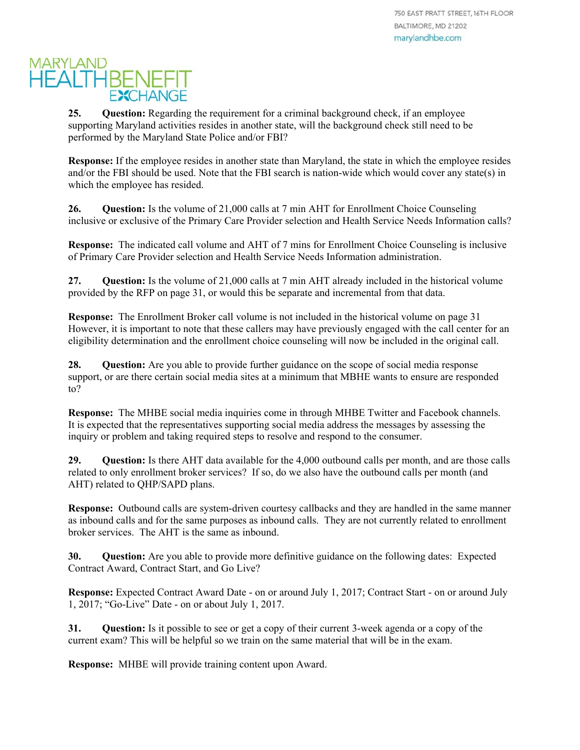**25. Question:** Regarding the requirement for a criminal background check, if an employee supporting Maryland activities resides in another state, will the background check still need to be performed by the Maryland State Police and/or FBI?

**Response:** If the employee resides in another state than Maryland, the state in which the employee resides and/or the FBI should be used. Note that the FBI search is nation-wide which would cover any state(s) in which the employee has resided.

**26. Question:** Is the volume of 21,000 calls at 7 min AHT for Enrollment Choice Counseling inclusive or exclusive of the Primary Care Provider selection and Health Service Needs Information calls?

**Response:** The indicated call volume and AHT of 7 mins for Enrollment Choice Counseling is inclusive of Primary Care Provider selection and Health Service Needs Information administration.

**27. Question:** Is the volume of 21,000 calls at 7 min AHT already included in the historical volume provided by the RFP on page 31, or would this be separate and incremental from that data.

**Response:** The Enrollment Broker call volume is not included in the historical volume on page 31 However, it is important to note that these callers may have previously engaged with the call center for an eligibility determination and the enrollment choice counseling will now be included in the original call.

**28. Question:** Are you able to provide further guidance on the scope of social media response support, or are there certain social media sites at a minimum that MBHE wants to ensure are responded to?

**Response:** The MHBE social media inquiries come in through MHBE Twitter and Facebook channels. It is expected that the representatives supporting social media address the messages by assessing the inquiry or problem and taking required steps to resolve and respond to the consumer.

**29. Question:** Is there AHT data available for the 4,000 outbound calls per month, and are those calls related to only enrollment broker services? If so, do we also have the outbound calls per month (and AHT) related to QHP/SAPD plans.

**Response:** Outbound calls are system-driven courtesy callbacks and they are handled in the same manner as inbound calls and for the same purposes as inbound calls. They are not currently related to enrollment broker services. The AHT is the same as inbound.

**30. Question:** Are you able to provide more definitive guidance on the following dates: Expected Contract Award, Contract Start, and Go Live?

**Response:** Expected Contract Award Date - on or around July 1, 2017; Contract Start - on or around July 1, 2017; "Go-Live" Date - on or about July 1, 2017.

**31. Question:** Is it possible to see or get a copy of their current 3-week agenda or a copy of the current exam? This will be helpful so we train on the same material that will be in the exam.

**Response:** MHBE will provide training content upon Award.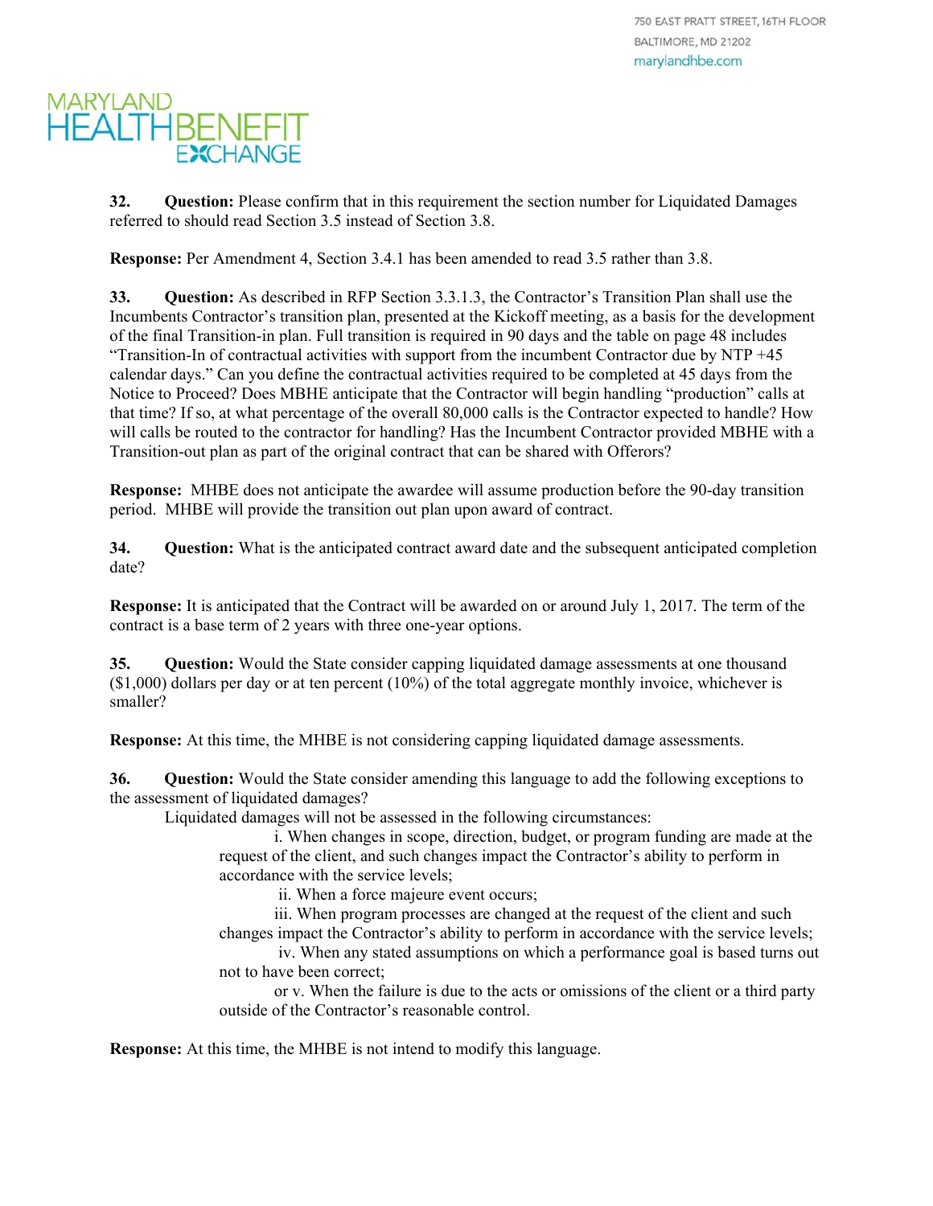**32. Question:** Please confirm that in this requirement the section number for Liquidated Damages referred to should read Section 3.5 instead of Section 3.8.

**Response:** Per Amendment 4, Section 3.4.1 has been amended to read 3.5 rather than 3.8.

**33. Question:** As described in RFP Section 3.3.1.3, the Contractor's Transition Plan shall use the Incumbents Contractor's transition plan, presented at the Kickoff meeting, as a basis for the development of the final Transition-in plan. Full transition is required in 90 days and the table on page 48 includes "Transition-In of contractual activities with support from the incumbent Contractor due by NTP +45 calendar days." Can you define the contractual activities required to be completed at 45 days from the Notice to Proceed? Does MBHE anticipate that the Contractor will begin handling "production" calls at that time? If so, at what percentage of the overall 80,000 calls is the Contractor expected to handle? How will calls be routed to the contractor for handling? Has the Incumbent Contractor provided MBHE with a Transition-out plan as part of the original contract that can be shared with Offerors?

**Response:** MHBE does not anticipate the awardee will assume production before the 90-day transition period. MHBE will provide the transition out plan upon award of contract.

**34. Question:** What is the anticipated contract award date and the subsequent anticipated completion date?

**Response:** It is anticipated that the Contract will be awarded on or around July 1, 2017. The term of the contract is a base term of 2 years with three one-year options.

**35. Question:** Would the State consider capping liquidated damage assessments at one thousand ($1,000) dollars per day or at ten percent (10%) of the total aggregate monthly invoice, whichever is smaller?

**Response:** At this time, the MHBE is not considering capping liquidated damage assessments.

**36. Question:** Would the State consider amending this language to add the following exceptions to the assessment of liquidated damages?

Liquidated damages will not be assessed in the following circumstances:

i. When changes in scope, direction, budget, or program funding are made at the request of the client, and such changes impact the Contractor's ability to perform in accordance with the service levels;

ii. When a force majeure event occurs;

iii. When program processes are changed at the request of the client and such changes impact the Contractor's ability to perform in accordance with the service levels;

iv. When any stated assumptions on which a performance goal is based turns out not to have been correct;

or v. When the failure is due to the acts or omissions of the client or a third party outside of the Contractor's reasonable control.

**Response:** At this time, the MHBE is not intend to modify this language.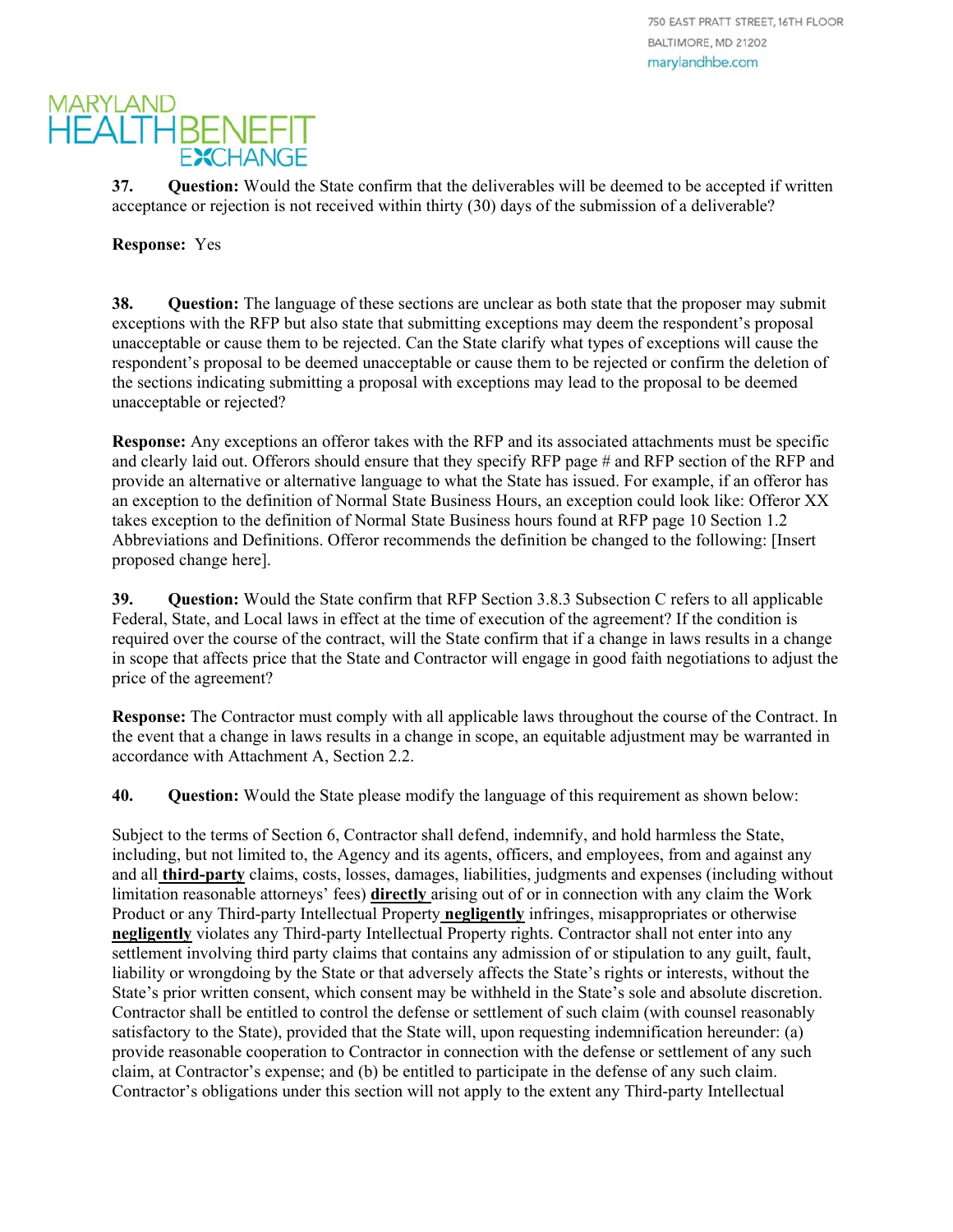**37. Question:** Would the State confirm that the deliverables will be deemed to be accepted if written acceptance or rejection is not received within thirty (30) days of the submission of a deliverable?

**Response:** Yes

**38. Question:** The language of these sections are unclear as both state that the proposer may submit exceptions with the RFP but also state that submitting exceptions may deem the respondent's proposal unacceptable or cause them to be rejected. Can the State clarify what types of exceptions will cause the respondent's proposal to be deemed unacceptable or cause them to be rejected or confirm the deletion of the sections indicating submitting a proposal with exceptions may lead to the proposal to be deemed unacceptable or rejected?

**Response:** Any exceptions an offeror takes with the RFP and its associated attachments must be specific and clearly laid out. Offerors should ensure that they specify RFP page # and RFP section of the RFP and provide an alternative or alternative language to what the State has issued. For example, if an offeror has an exception to the definition of Normal State Business Hours, an exception could look like: Offeror XX takes exception to the definition of Normal State Business hours found at RFP page 10 Section 1.2 Abbreviations and Definitions. Offeror recommends the definition be changed to the following: [Insert proposed change here].

**39. Question:** Would the State confirm that RFP Section 3.8.3 Subsection C refers to all applicable Federal, State, and Local laws in effect at the time of execution of the agreement? If the condition is required over the course of the contract, will the State confirm that if a change in laws results in a change in scope that affects price that the State and Contractor will engage in good faith negotiations to adjust the price of the agreement?

**Response:** The Contractor must comply with all applicable laws throughout the course of the Contract. In the event that a change in laws results in a change in scope, an equitable adjustment may be warranted in accordance with Attachment A, Section 2.2.

**40. Question:** Would the State please modify the language of this requirement as shown below:

Subject to the terms of Section 6, Contractor shall defend, indemnify, and hold harmless the State, including, but not limited to, the Agency and its agents, officers, and employees, from and against any and all **third-party** claims, costs, losses, damages, liabilities, judgments and expenses (including without limitation reasonable attorneys' fees) **directly** arising out of or in connection with any claim the Work Product or any Third-party Intellectual Property **negligently** infringes, misappropriates or otherwise **negligently** violates any Third-party Intellectual Property rights. Contractor shall not enter into any settlement involving third party claims that contains any admission of or stipulation to any guilt, fault, liability or wrongdoing by the State or that adversely affects the State's rights or interests, without the State's prior written consent, which consent may be withheld in the State's sole and absolute discretion. Contractor shall be entitled to control the defense or settlement of such claim (with counsel reasonably satisfactory to the State), provided that the State will, upon requesting indemnification hereunder: (a) provide reasonable cooperation to Contractor in connection with the defense or settlement of any such claim, at Contractor's expense; and (b) be entitled to participate in the defense of any such claim. Contractor's obligations under this section will not apply to the extent any Third-party Intellectual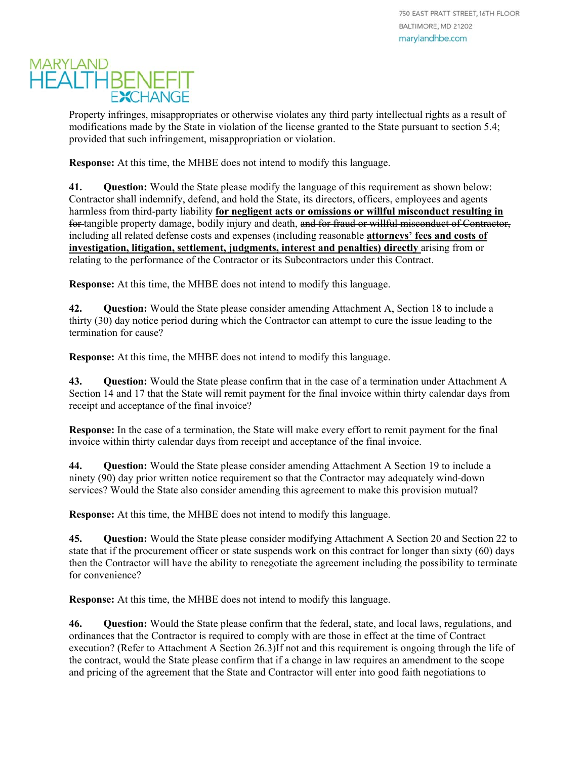Property infringes, misappropriates or otherwise violates any third party intellectual rights as a result of modifications made by the State in violation of the license granted to the State pursuant to section 5.4; provided that such infringement, misappropriation or violation.

**Response:** At this time, the MHBE does not intend to modify this language.

**41. Question:** Would the State please modify the language of this requirement as shown below: Contractor shall indemnify, defend, and hold the State, its directors, officers, employees and agents harmless from third-party liability **for negligent acts or omissions or willful misconduct resulting in** ~~for~~ tangible property damage, bodily injury and death, ~~and for fraud or willful misconduct of Contractor,~~ including all related defense costs and expenses (including reasonable **attorneys' fees and costs of investigation, litigation, settlement, judgments, interest and penalties) directly** arising from or relating to the performance of the Contractor or its Subcontractors under this Contract.

**Response:** At this time, the MHBE does not intend to modify this language.

**42. Question:** Would the State please consider amending Attachment A, Section 18 to include a thirty (30) day notice period during which the Contractor can attempt to cure the issue leading to the termination for cause?

**Response:** At this time, the MHBE does not intend to modify this language.

**43. Question:** Would the State please confirm that in the case of a termination under Attachment A Section 14 and 17 that the State will remit payment for the final invoice within thirty calendar days from receipt and acceptance of the final invoice?

**Response:** In the case of a termination, the State will make every effort to remit payment for the final invoice within thirty calendar days from receipt and acceptance of the final invoice.

**44. Question:** Would the State please consider amending Attachment A Section 19 to include a ninety (90) day prior written notice requirement so that the Contractor may adequately wind-down services? Would the State also consider amending this agreement to make this provision mutual?

**Response:** At this time, the MHBE does not intend to modify this language.

**45. Question:** Would the State please consider modifying Attachment A Section 20 and Section 22 to state that if the procurement officer or state suspends work on this contract for longer than sixty (60) days then the Contractor will have the ability to renegotiate the agreement including the possibility to terminate for convenience?

**Response:** At this time, the MHBE does not intend to modify this language.

**46. Question:** Would the State please confirm that the federal, state, and local laws, regulations, and ordinances that the Contractor is required to comply with are those in effect at the time of Contract execution? (Refer to Attachment A Section 26.3)If not and this requirement is ongoing through the life of the contract, would the State please confirm that if a change in law requires an amendment to the scope and pricing of the agreement that the State and Contractor will enter into good faith negotiations to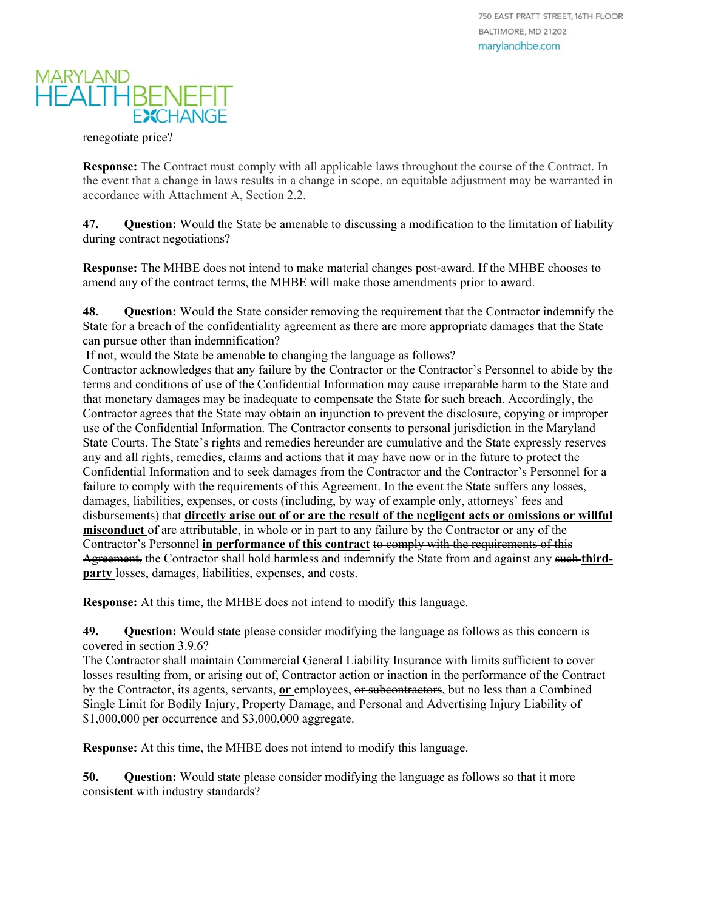renegotiate price?

**Response:** The Contract must comply with all applicable laws throughout the course of the Contract. In the event that a change in laws results in a change in scope, an equitable adjustment may be warranted in accordance with Attachment A, Section 2.2.

**47. Question:** Would the State be amenable to discussing a modification to the limitation of liability during contract negotiations?

**Response:** The MHBE does not intend to make material changes post-award. If the MHBE chooses to amend any of the contract terms, the MHBE will make those amendments prior to award.

**48. Question:** Would the State consider removing the requirement that the Contractor indemnify the State for a breach of the confidentiality agreement as there are more appropriate damages that the State can pursue other than indemnification?

If not, would the State be amenable to changing the language as follows?

Contractor acknowledges that any failure by the Contractor or the Contractor's Personnel to abide by the terms and conditions of use of the Confidential Information may cause irreparable harm to the State and that monetary damages may be inadequate to compensate the State for such breach. Accordingly, the Contractor agrees that the State may obtain an injunction to prevent the disclosure, copying or improper use of the Confidential Information. The Contractor consents to personal jurisdiction in the Maryland State Courts. The State's rights and remedies hereunder are cumulative and the State expressly reserves any and all rights, remedies, claims and actions that it may have now or in the future to protect the Confidential Information and to seek damages from the Contractor and the Contractor's Personnel for a failure to comply with the requirements of this Agreement. In the event the State suffers any losses, damages, liabilities, expenses, or costs (including, by way of example only, attorneys' fees and disbursements) that **directly arise out of or are the result of the negligent acts or omissions or willful misconduct** ~~of are attributable, in whole or in part to any failure~~ by the Contractor or any of the Contractor's Personnel **in performance of this contract** ~~to comply with the requirements of this Agreement,~~ the Contractor shall hold harmless and indemnify the State from and against any ~~such~~ **third-party** losses, damages, liabilities, expenses, and costs.

**Response:** At this time, the MHBE does not intend to modify this language.

**49. Question:** Would state please consider modifying the language as follows as this concern is covered in section 3.9.6?

The Contractor shall maintain Commercial General Liability Insurance with limits sufficient to cover losses resulting from, or arising out of, Contractor action or inaction in the performance of the Contract by the Contractor, its agents, servants, **or** employees, ~~or subcontractors~~, but no less than a Combined Single Limit for Bodily Injury, Property Damage, and Personal and Advertising Injury Liability of $1,000,000 per occurrence and $3,000,000 aggregate.

**Response:** At this time, the MHBE does not intend to modify this language.

**50. Question:** Would state please consider modifying the language as follows so that it more consistent with industry standards?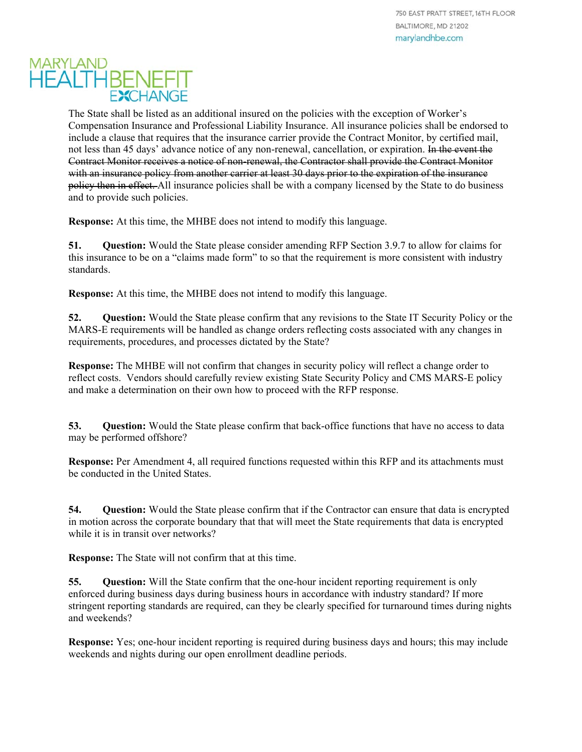The State shall be listed as an additional insured on the policies with the exception of Worker's Compensation Insurance and Professional Liability Insurance. All insurance policies shall be endorsed to include a clause that requires that the insurance carrier provide the Contract Monitor, by certified mail, not less than 45 days' advance notice of any non-renewal, cancellation, or expiration. ~~In the event the Contract Monitor receives a notice of non-renewal, the Contractor shall provide the Contract Monitor with an insurance policy from another carrier at least 30 days prior to the expiration of the insurance policy then in effect.~~ All insurance policies shall be with a company licensed by the State to do business and to provide such policies.

**Response:** At this time, the MHBE does not intend to modify this language.

**51. Question:** Would the State please consider amending RFP Section 3.9.7 to allow for claims for this insurance to be on a "claims made form" to so that the requirement is more consistent with industry standards.

**Response:** At this time, the MHBE does not intend to modify this language.

**52. Question:** Would the State please confirm that any revisions to the State IT Security Policy or the MARS-E requirements will be handled as change orders reflecting costs associated with any changes in requirements, procedures, and processes dictated by the State?

**Response:** The MHBE will not confirm that changes in security policy will reflect a change order to reflect costs. Vendors should carefully review existing State Security Policy and CMS MARS-E policy and make a determination on their own how to proceed with the RFP response.

**53. Question:** Would the State please confirm that back-office functions that have no access to data may be performed offshore?

**Response:** Per Amendment 4, all required functions requested within this RFP and its attachments must be conducted in the United States.

**54. Question:** Would the State please confirm that if the Contractor can ensure that data is encrypted in motion across the corporate boundary that that will meet the State requirements that data is encrypted while it is in transit over networks?

**Response:** The State will not confirm that at this time.

**55. Question:** Will the State confirm that the one-hour incident reporting requirement is only enforced during business days during business hours in accordance with industry standard? If more stringent reporting standards are required, can they be clearly specified for turnaround times during nights and weekends?

**Response:** Yes; one-hour incident reporting is required during business days and hours; this may include weekends and nights during our open enrollment deadline periods.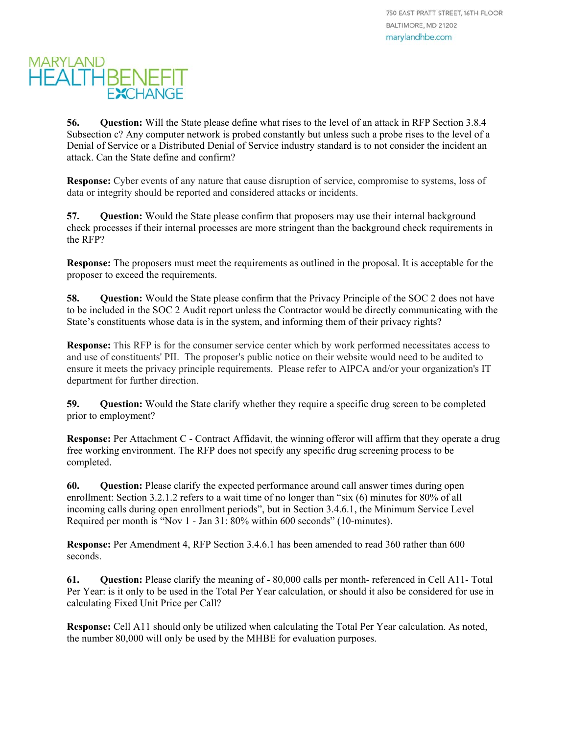**56. Question:** Will the State please define what rises to the level of an attack in RFP Section 3.8.4 Subsection c? Any computer network is probed constantly but unless such a probe rises to the level of a Denial of Service or a Distributed Denial of Service industry standard is to not consider the incident an attack. Can the State define and confirm?

**Response:** Cyber events of any nature that cause disruption of service, compromise to systems, loss of data or integrity should be reported and considered attacks or incidents.

**57. Question:** Would the State please confirm that proposers may use their internal background check processes if their internal processes are more stringent than the background check requirements in the RFP?

**Response:** The proposers must meet the requirements as outlined in the proposal. It is acceptable for the proposer to exceed the requirements.

**58. Question:** Would the State please confirm that the Privacy Principle of the SOC 2 does not have to be included in the SOC 2 Audit report unless the Contractor would be directly communicating with the State's constituents whose data is in the system, and informing them of their privacy rights?

**Response:** This RFP is for the consumer service center which by work performed necessitates access to and use of constituents' PII. The proposer's public notice on their website would need to be audited to ensure it meets the privacy principle requirements. Please refer to AIPCA and/or your organization's IT department for further direction.

**59. Question:** Would the State clarify whether they require a specific drug screen to be completed prior to employment?

**Response:** Per Attachment C - Contract Affidavit, the winning offeror will affirm that they operate a drug free working environment. The RFP does not specify any specific drug screening process to be completed.

**60. Question:** Please clarify the expected performance around call answer times during open enrollment: Section 3.2.1.2 refers to a wait time of no longer than "six (6) minutes for 80% of all incoming calls during open enrollment periods", but in Section 3.4.6.1, the Minimum Service Level Required per month is "Nov 1 - Jan 31: 80% within 600 seconds" (10-minutes).

**Response:** Per Amendment 4, RFP Section 3.4.6.1 has been amended to read 360 rather than 600 seconds.

**61. Question:** Please clarify the meaning of - 80,000 calls per month- referenced in Cell A11- Total Per Year: is it only to be used in the Total Per Year calculation, or should it also be considered for use in calculating Fixed Unit Price per Call?

**Response:** Cell A11 should only be utilized when calculating the Total Per Year calculation. As noted, the number 80,000 will only be used by the MHBE for evaluation purposes.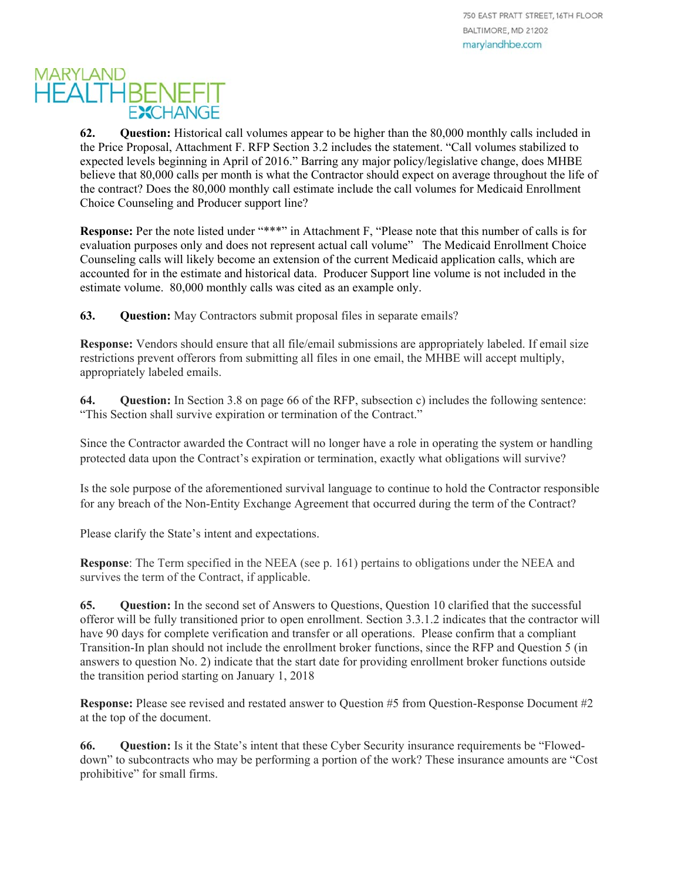62. **Question:** Historical call volumes appear to be higher than the 80,000 monthly calls included in the Price Proposal, Attachment F. RFP Section 3.2 includes the statement. "Call volumes stabilized to expected levels beginning in April of 2016." Barring any major policy/legislative change, does MHBE believe that 80,000 calls per month is what the Contractor should expect on average throughout the life of the contract? Does the 80,000 monthly call estimate include the call volumes for Medicaid Enrollment Choice Counseling and Producer support line?

**Response:** Per the note listed under "***" in Attachment F, "Please note that this number of calls is for evaluation purposes only and does not represent actual call volume" The Medicaid Enrollment Choice Counseling calls will likely become an extension of the current Medicaid application calls, which are accounted for in the estimate and historical data. Producer Support line volume is not included in the estimate volume. 80,000 monthly calls was cited as an example only.

63. **Question:** May Contractors submit proposal files in separate emails?

**Response:** Vendors should ensure that all file/email submissions are appropriately labeled. If email size restrictions prevent offerors from submitting all files in one email, the MHBE will accept multiply, appropriately labeled emails.

64. **Question:** In Section 3.8 on page 66 of the RFP, subsection c) includes the following sentence: "This Section shall survive expiration or termination of the Contract."

Since the Contractor awarded the Contract will no longer have a role in operating the system or handling protected data upon the Contract's expiration or termination, exactly what obligations will survive?

Is the sole purpose of the aforementioned survival language to continue to hold the Contractor responsible for any breach of the Non-Entity Exchange Agreement that occurred during the term of the Contract?

Please clarify the State's intent and expectations.

**Response**: The Term specified in the NEEA (see p. 161) pertains to obligations under the NEEA and survives the term of the Contract, if applicable.

65. **Question:** In the second set of Answers to Questions, Question 10 clarified that the successful offeror will be fully transitioned prior to open enrollment. Section 3.3.1.2 indicates that the contractor will have 90 days for complete verification and transfer or all operations. Please confirm that a compliant Transition-In plan should not include the enrollment broker functions, since the RFP and Question 5 (in answers to question No. 2) indicate that the start date for providing enrollment broker functions outside the transition period starting on January 1, 2018

**Response:** Please see revised and restated answer to Question #5 from Question-Response Document #2 at the top of the document.

66. **Question:** Is it the State's intent that these Cyber Security insurance requirements be "Flowed-down" to subcontracts who may be performing a portion of the work? These insurance amounts are "Cost prohibitive" for small firms.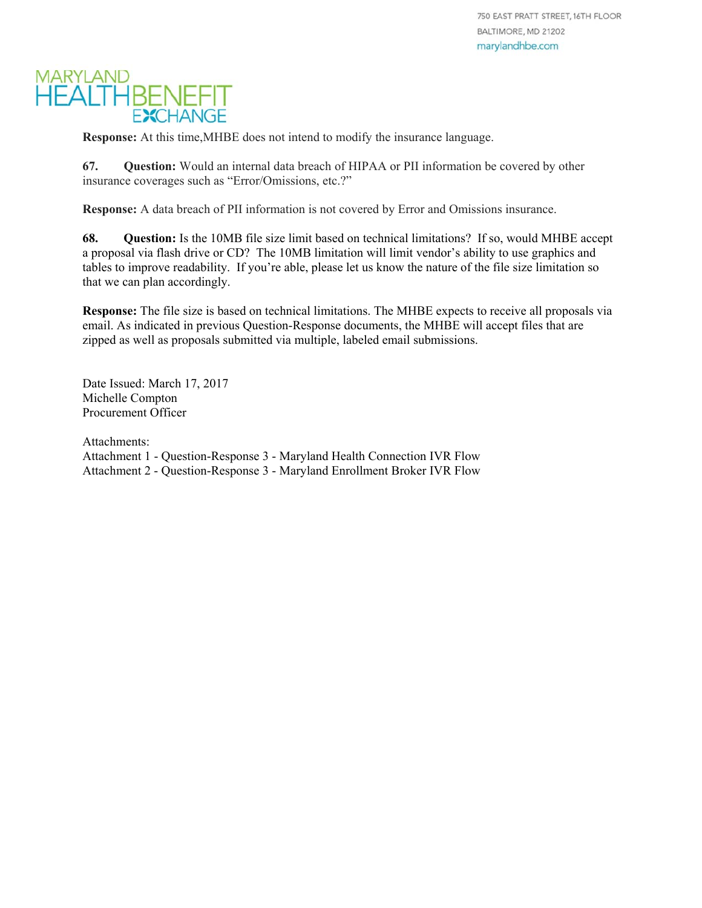**Response:** At this time,MHBE does not intend to modify the insurance language.

**67. Question:** Would an internal data breach of HIPAA or PII information be covered by other insurance coverages such as "Error/Omissions, etc.?"

**Response:** A data breach of PII information is not covered by Error and Omissions insurance.

**68. Question:** Is the 10MB file size limit based on technical limitations? If so, would MHBE accept a proposal via flash drive or CD? The 10MB limitation will limit vendor's ability to use graphics and tables to improve readability. If you're able, please let us know the nature of the file size limitation so that we can plan accordingly.

**Response:** The file size is based on technical limitations. The MHBE expects to receive all proposals via email. As indicated in previous Question-Response documents, the MHBE will accept files that are zipped as well as proposals submitted via multiple, labeled email submissions.

Date Issued: March 17, 2017
Michelle Compton
Procurement Officer

Attachments:
Attachment 1 - Question-Response 3 - Maryland Health Connection IVR Flow
Attachment 2 - Question-Response 3 - Maryland Enrollment Broker IVR Flow